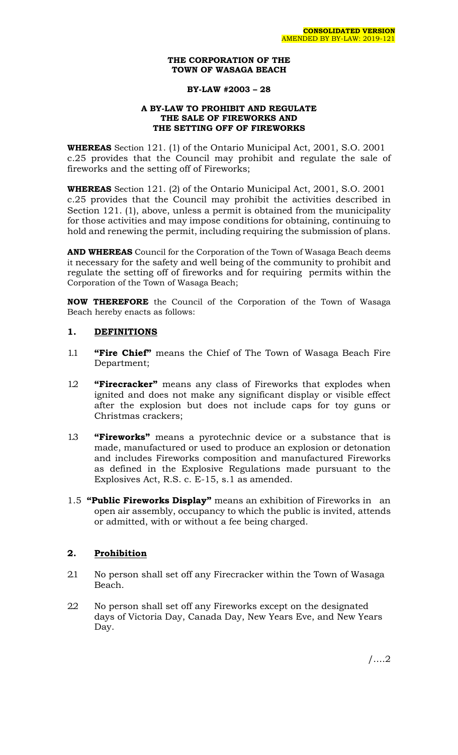**CONSOLIDATED VERSION**
AMENDED BY BY-LAW: 2019-121

**THE CORPORATION OF THE TOWN OF WASAGA BEACH**

**BY-LAW #2003 – 28**

**A BY-LAW TO PROHIBIT AND REGULATE THE SALE OF FIREWORKS AND THE SETTING OFF OF FIREWORKS**

**WHEREAS** Section 121. (1) of the Ontario Municipal Act, 2001, S.O. 2001 c.25 provides that the Council may prohibit and regulate the sale of fireworks and the setting off of Fireworks;

**WHEREAS** Section 121. (2) of the Ontario Municipal Act, 2001, S.O. 2001 c.25 provides that the Council may prohibit the activities described in Section 121. (1), above, unless a permit is obtained from the municipality for those activities and may impose conditions for obtaining, continuing to hold and renewing the permit, including requiring the submission of plans.

**AND WHEREAS** Council for the Corporation of the Town of Wasaga Beach deems it necessary for the safety and well being of the community to prohibit and regulate the setting off of fireworks and for requiring permits within the Corporation of the Town of Wasaga Beach;

**NOW THEREFORE** the Council of the Corporation of the Town of Wasaga Beach hereby enacts as follows:

## 1. DEFINITIONS

1.1 **"Fire Chief"** means the Chief of The Town of Wasaga Beach Fire Department;

1.2 **"Firecracker"** means any class of Fireworks that explodes when ignited and does not make any significant display or visible effect after the explosion but does not include caps for toy guns or Christmas crackers;

1.3 **"Fireworks"** means a pyrotechnic device or a substance that is made, manufactured or used to produce an explosion or detonation and includes Fireworks composition and manufactured Fireworks as defined in the Explosive Regulations made pursuant to the Explosives Act, R.S. c. E-15, s.1 as amended.

1.5 **"Public Fireworks Display"** means an exhibition of Fireworks in an open air assembly, occupancy to which the public is invited, attends or admitted, with or without a fee being charged.

## 2. Prohibition

2.1 No person shall set off any Firecracker within the Town of Wasaga Beach.

2.2 No person shall set off any Fireworks except on the designated days of Victoria Day, Canada Day, New Years Eve, and New Years Day.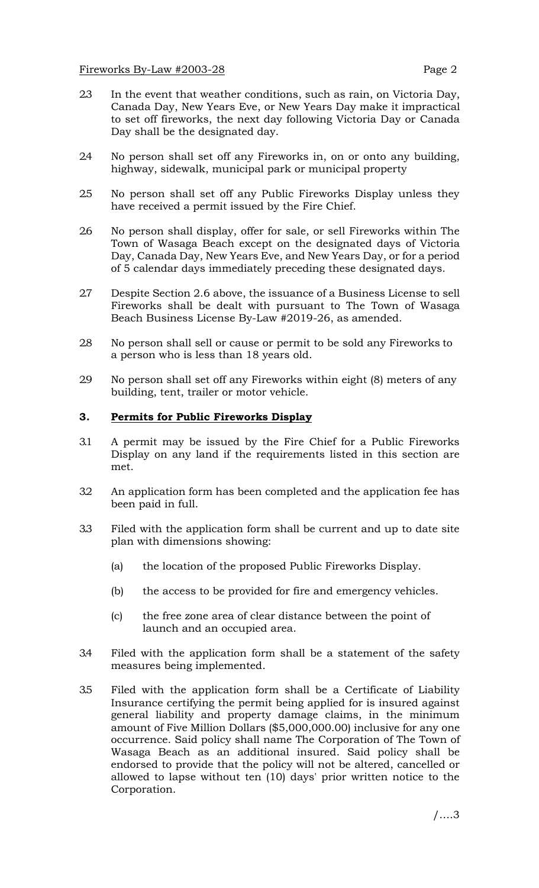2.3 In the event that weather conditions, such as rain, on Victoria Day, Canada Day, New Years Eve, or New Years Day make it impractical to set off fireworks, the next day following Victoria Day or Canada Day shall be the designated day.

2.4 No person shall set off any Fireworks in, on or onto any building, highway, sidewalk, municipal park or municipal property

2.5 No person shall set off any Public Fireworks Display unless they have received a permit issued by the Fire Chief.

2.6 No person shall display, offer for sale, or sell Fireworks within The Town of Wasaga Beach except on the designated days of Victoria Day, Canada Day, New Years Eve, and New Years Day, or for a period of 5 calendar days immediately preceding these designated days.

2.7 Despite Section 2.6 above, the issuance of a Business License to sell Fireworks shall be dealt with pursuant to The Town of Wasaga Beach Business License By-Law #2019-26, as amended.

2.8 No person shall sell or cause or permit to be sold any Fireworks to a person who is less than 18 years old.

2.9 No person shall set off any Fireworks within eight (8) meters of any building, tent, trailer or motor vehicle.

## 3. Permits for Public Fireworks Display

3.1 A permit may be issued by the Fire Chief for a Public Fireworks Display on any land if the requirements listed in this section are met.

3.2 An application form has been completed and the application fee has been paid in full.

3.3 Filed with the application form shall be current and up to date site plan with dimensions showing:

(a) the location of the proposed Public Fireworks Display.

(b) the access to be provided for fire and emergency vehicles.

(c) the free zone area of clear distance between the point of launch and an occupied area.

3.4 Filed with the application form shall be a statement of the safety measures being implemented.

3.5 Filed with the application form shall be a Certificate of Liability Insurance certifying the permit being applied for is insured against general liability and property damage claims, in the minimum amount of Five Million Dollars ($5,000,000.00) inclusive for any one occurrence. Said policy shall name The Corporation of The Town of Wasaga Beach as an additional insured. Said policy shall be endorsed to provide that the policy will not be altered, cancelled or allowed to lapse without ten (10) days' prior written notice to the Corporation.

/....3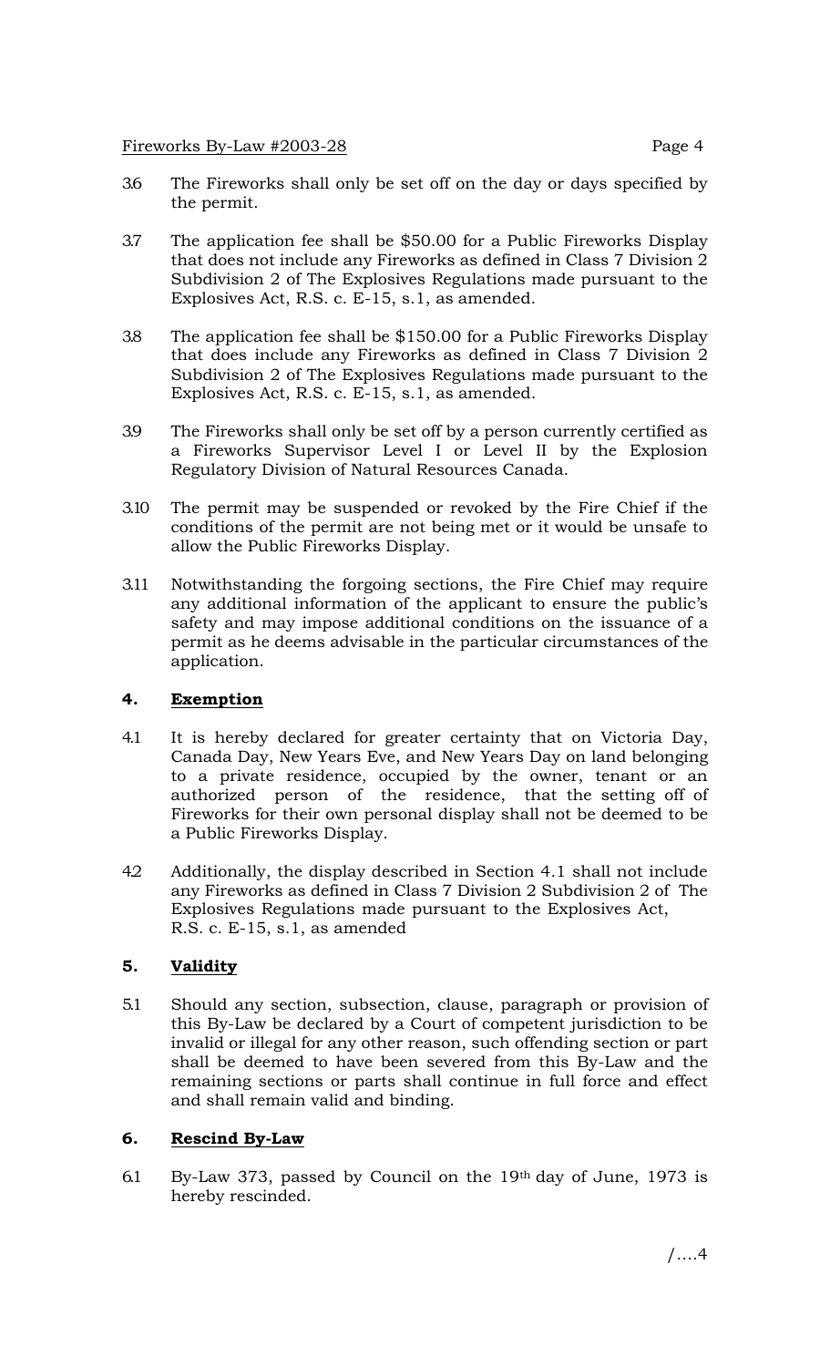3.6 The Fireworks shall only be set off on the day or days specified by the permit.

3.7 The application fee shall be $50.00 for a Public Fireworks Display that does not include any Fireworks as defined in Class 7 Division 2 Subdivision 2 of The Explosives Regulations made pursuant to the Explosives Act, R.S. c. E-15, s.1, as amended.

3.8 The application fee shall be $150.00 for a Public Fireworks Display that does include any Fireworks as defined in Class 7 Division 2 Subdivision 2 of The Explosives Regulations made pursuant to the Explosives Act, R.S. c. E-15, s.1, as amended.

3.9 The Fireworks shall only be set off by a person currently certified as a Fireworks Supervisor Level I or Level II by the Explosion Regulatory Division of Natural Resources Canada.

3.10 The permit may be suspended or revoked by the Fire Chief if the conditions of the permit are not being met or it would be unsafe to allow the Public Fireworks Display.

3.11 Notwithstanding the forgoing sections, the Fire Chief may require any additional information of the applicant to ensure the public's safety and may impose additional conditions on the issuance of a permit as he deems advisable in the particular circumstances of the application.

## 4. Exemption

4.1 It is hereby declared for greater certainty that on Victoria Day, Canada Day, New Years Eve, and New Years Day on land belonging to a private residence, occupied by the owner, tenant or an authorized person of the residence, that the setting off of Fireworks for their own personal display shall not be deemed to be a Public Fireworks Display.

4.2 Additionally, the display described in Section 4.1 shall not include any Fireworks as defined in Class 7 Division 2 Subdivision 2 of The Explosives Regulations made pursuant to the Explosives Act, R.S. c. E-15, s.1, as amended

## 5. Validity

5.1 Should any section, subsection, clause, paragraph or provision of this By-Law be declared by a Court of competent jurisdiction to be invalid or illegal for any other reason, such offending section or part shall be deemed to have been severed from this By-Law and the remaining sections or parts shall continue in full force and effect and shall remain valid and binding.

## 6. Rescind By-Law

6.1 By-Law 373, passed by Council on the 19th day of June, 1973 is hereby rescinded.

/....4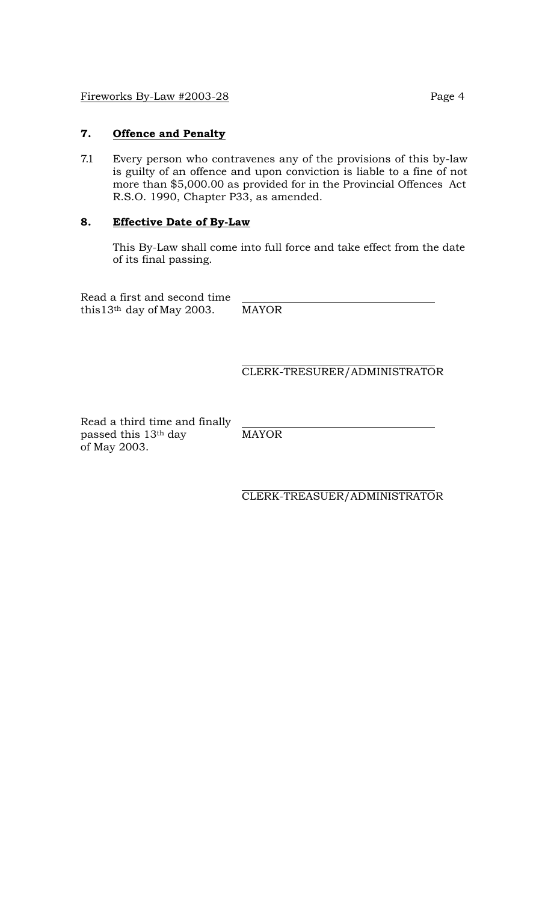## 7. **Offence and Penalty**

7.1 Every person who contravenes any of the provisions of this by-law is guilty of an offence and upon conviction is liable to a fine of not more than $5,000.00 as provided for in the Provincial Offences Act R.S.O. 1990, Chapter P33, as amended.

## 8. **Effective Date of By-Law**

This By-Law shall come into full force and take effect from the date of its final passing.

Read a first and second time this13th day of May 2003.

MAYOR

CLERK-TRESURER/ADMINISTRATOR

Read a third time and finally passed this 13th day of May 2003.

MAYOR

CLERK-TREASUER/ADMINISTRATOR